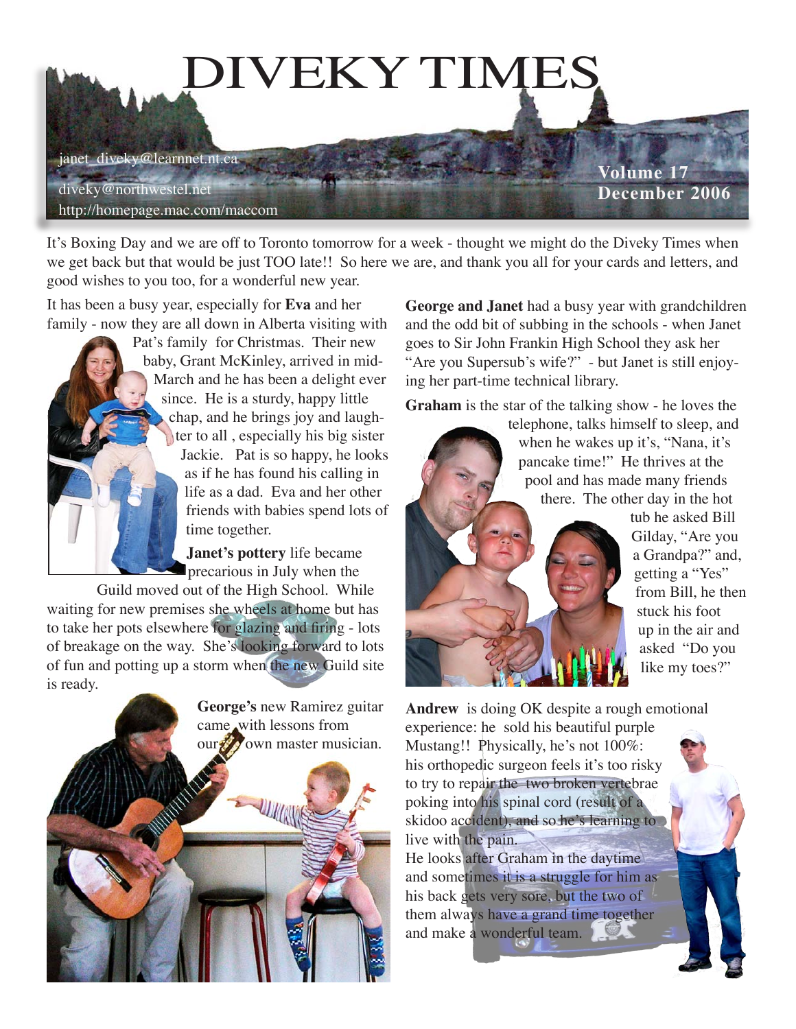# DIVEKY TIMES

janet_diveky@learnnet.nt.ca

diveky@northwestel.net

http://homepage.mac.com/maccom

**Volume 17**
**December 2006**

It's Boxing Day and we are off to Toronto tomorrow for a week - thought we might do the Diveky Times when we get back but that would be just TOO late!! So here we are, and thank you all for your cards and letters, and good wishes to you too, for a wonderful new year.

It has been a busy year, especially for **Eva** and her family - now they are all down in Alberta visiting with Pat's family for Christmas. Their new baby, Grant McKinley, arrived in mid-March and he has been a delight ever since. He is a sturdy, happy little chap, and he brings joy and laughter to all , especially his big sister Jackie. Pat is so happy, he looks as if he has found his calling in life as a dad. Eva and her other friends with babies spend lots of time together.

**Janet's pottery** life became precarious in July when the Guild moved out of the High School. While waiting for new premises she wheels at home but has to take her pots elsewhere for glazing and firing - lots of breakage on the way. She's looking forward to lots of fun and potting up a storm when the new Guild site is ready.

**George's** new Ramirez guitar came with lessons from our own master musician.

**George and Janet** had a busy year with grandchildren and the odd bit of subbing in the schools - when Janet goes to Sir John Frankin High School they ask her "Are you Supersub's wife?" - but Janet is still enjoying her part-time technical library.

**Graham** is the star of the talking show - he loves the telephone, talks himself to sleep, and when he wakes up it's, "Nana, it's pancake time!" He thrives at the pool and has made many friends there. The other day in the hot tub he asked Bill Gilday, "Are you a Grandpa?" and, getting a "Yes" from Bill, he then stuck his foot up in the air and asked "Do you like my toes?"

**Andrew** is doing OK despite a rough emotional experience: he sold his beautiful purple Mustang!! Physically, he's not 100%: his orthopedic surgeon feels it's too risky to try to repair the two broken vertebrae poking into his spinal cord (result of a skidoo accident), and so he's learning to live with the pain.

He looks after Graham in the daytime and sometimes it is a struggle for him as his back gets very sore, but the two of them always have a grand time together and make a wonderful team.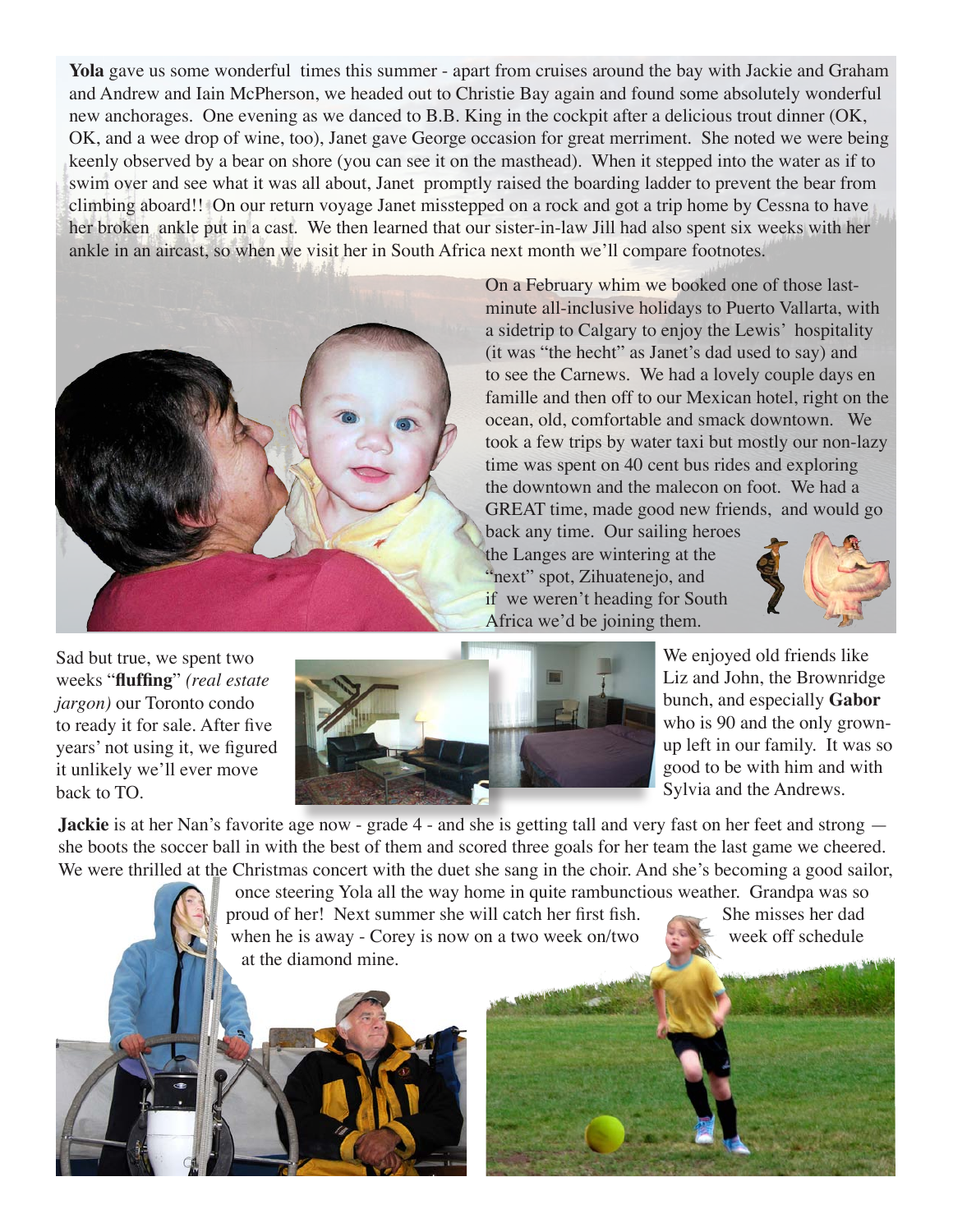**Yola** gave us some wonderful times this summer - apart from cruises around the bay with Jackie and Graham and Andrew and Iain McPherson, we headed out to Christie Bay again and found some absolutely wonderful new anchorages. One evening as we danced to B.B. King in the cockpit after a delicious trout dinner (OK, OK, and a wee drop of wine, too), Janet gave George occasion for great merriment. She noted we were being keenly observed by a bear on shore (you can see it on the masthead). When it stepped into the water as if to swim over and see what it was all about, Janet promptly raised the boarding ladder to prevent the bear from climbing aboard!! On our return voyage Janet misstepped on a rock and got a trip home by Cessna to have her broken ankle put in a cast. We then learned that our sister-in-law Jill had also spent six weeks with her ankle in an aircast, so when we visit her in South Africa next month we'll compare footnotes.

On a February whim we booked one of those last-minute all-inclusive holidays to Puerto Vallarta, with a sidetrip to Calgary to enjoy the Lewis' hospitality (it was "the hecht" as Janet's dad used to say) and to see the Carnews. We had a lovely couple days en famille and then off to our Mexican hotel, right on the ocean, old, comfortable and smack downtown. We took a few trips by water taxi but mostly our non-lazy time was spent on 40 cent bus rides and exploring the downtown and the malecon on foot. We had a GREAT time, made good new friends, and would go back any time. Our sailing heroes the Langes are wintering at the "next" spot, Zihuatenejo, and if we weren't heading for South Africa we'd be joining them.

Sad but true, we spent two weeks "**fluffing**" *(real estate jargon)* our Toronto condo to ready it for sale. After five years' not using it, we figured it unlikely we'll ever move back to TO.

We enjoyed old friends like Liz and John, the Brownridge bunch, and especially **Gabor** who is 90 and the only grown-up left in our family. It was so good to be with him and with Sylvia and the Andrews.

**Jackie** is at her Nan's favorite age now - grade 4 - and she is getting tall and very fast on her feet and strong — she boots the soccer ball in with the best of them and scored three goals for her team the last game we cheered. We were thrilled at the Christmas concert with the duet she sang in the choir. And she's becoming a good sailor, once steering Yola all the way home in quite rambunctious weather. Grandpa was so proud of her! Next summer she will catch her first fish. She misses her dad when he is away - Corey is now on a two week on/two week off schedule at the diamond mine.